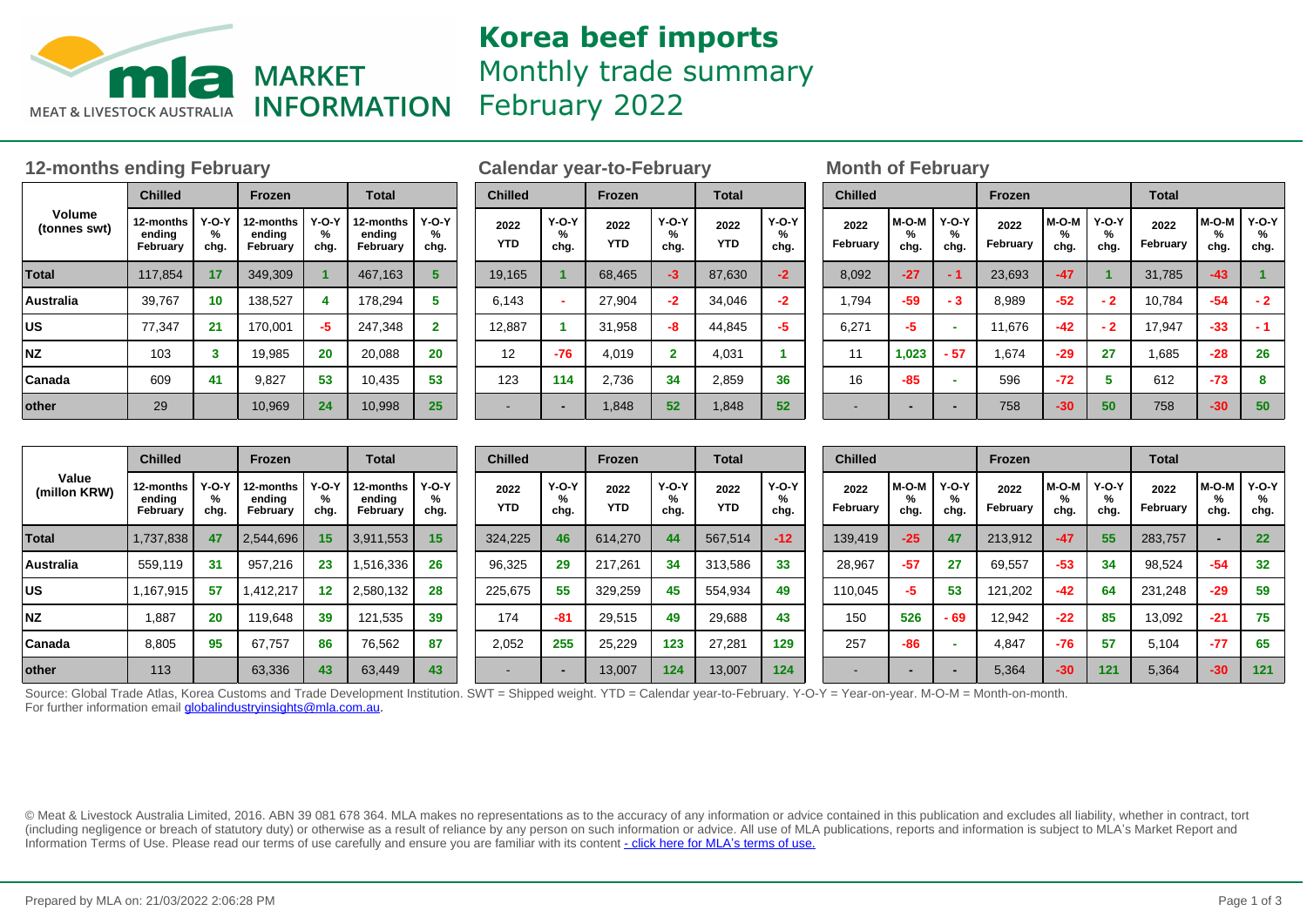MLA MARKET INFORMATION — MEAT & LIVESTOCK AUSTRALIA

# Korea beef imports

## Monthly trade summary
## February 2022

### 12-months ending February

| Volume (tonnes swt) | Chilled | | Frozen | | Total | |
|---|---|---|---|---|---|---|
| | 12-months ending February | Y-O-Y % chg. | 12-months ending February | Y-O-Y % chg. | 12-months ending February | Y-O-Y % chg. |
| **Total** | 117,854 | 17 | 349,309 | 1 | 467,163 | 5 |
| **Australia** | 39,767 | 10 | 138,527 | 4 | 178,294 | 5 |
| **US** | 77,347 | 21 | 170,001 | -5 | 247,348 | 2 |
| **NZ** | 103 | 3 | 19,985 | 20 | 20,088 | 20 |
| **Canada** | 609 | 41 | 9,827 | 53 | 10,435 | 53 |
| **other** | 29 | | 10,969 | 24 | 10,998 | 25 |

### Calendar year-to-February

| Volume (tonnes swt) | Chilled | | Frozen | | Total | |
|---|---|---|---|---|---|---|
| | 2022 YTD | Y-O-Y % chg. | 2022 YTD | Y-O-Y % chg. | 2022 YTD | Y-O-Y % chg. |
| **Total** | 19,165 | 1 | 68,465 | -3 | 87,630 | -2 |
| **Australia** | 6,143 | - | 27,904 | -2 | 34,046 | -2 |
| **US** | 12,887 | 1 | 31,958 | -8 | 44,845 | -5 |
| **NZ** | 12 | -76 | 4,019 | 2 | 4,031 | 1 |
| **Canada** | 123 | 114 | 2,736 | 34 | 2,859 | 36 |
| **other** | - | - | 1,848 | 52 | 1,848 | 52 |

### Month of February

| Volume (tonnes swt) | Chilled | | | Frozen | | | Total | | |
|---|---|---|---|---|---|---|---|---|---|
| | 2022 February | M-O-M % chg. | Y-O-Y % chg. | 2022 February | M-O-M % chg. | Y-O-Y % chg. | 2022 February | M-O-M % chg. | Y-O-Y % chg. |
| **Total** | 8,092 | -27 | - 1 | 23,693 | -47 | 1 | 31,785 | -43 | 1 |
| **Australia** | 1,794 | -59 | - 3 | 8,989 | -52 | - 2 | 10,784 | -54 | - 2 |
| **US** | 6,271 | -5 | - | 11,676 | -42 | - 2 | 17,947 | -33 | - 1 |
| **NZ** | 11 | 1,023 | - 57 | 1,674 | -29 | 27 | 1,685 | -28 | 26 |
| **Canada** | 16 | -85 | - | 596 | -72 | 5 | 612 | -73 | 8 |
| **other** | - | - | - | 758 | -30 | 50 | 758 | -30 | 50 |

### Value – 12-months ending February

| Value (millon KRW) | Chilled | | Frozen | | Total | |
|---|---|---|---|---|---|---|
| | 12-months ending February | Y-O-Y % chg. | 12-months ending February | Y-O-Y % chg. | 12-months ending February | Y-O-Y % chg. |
| **Total** | 1,737,838 | 47 | 2,544,696 | 15 | 3,911,553 | 15 |
| **Australia** | 559,119 | 31 | 957,216 | 23 | 1,516,336 | 26 |
| **US** | 1,167,915 | 57 | 1,412,217 | 12 | 2,580,132 | 28 |
| **NZ** | 1,887 | 20 | 119,648 | 39 | 121,535 | 39 |
| **Canada** | 8,805 | 95 | 67,757 | 86 | 76,562 | 87 |
| **other** | 113 | | 63,336 | 43 | 63,449 | 43 |

### Value – Calendar year-to-February

| Value (millon KRW) | Chilled | | Frozen | | Total | |
|---|---|---|---|---|---|---|
| | 2022 YTD | Y-O-Y % chg. | 2022 YTD | Y-O-Y % chg. | 2022 YTD | Y-O-Y % chg. |
| **Total** | 324,225 | 46 | 614,270 | 44 | 567,514 | -12 |
| **Australia** | 96,325 | 29 | 217,261 | 34 | 313,586 | 33 |
| **US** | 225,675 | 55 | 329,259 | 45 | 554,934 | 49 |
| **NZ** | 174 | -81 | 29,515 | 49 | 29,688 | 43 |
| **Canada** | 2,052 | 255 | 25,229 | 123 | 27,281 | 129 |
| **other** | - | - | 13,007 | 124 | 13,007 | 124 |

### Value – Month of February

| Value (millon KRW) | Chilled | | | Frozen | | | Total | | |
|---|---|---|---|---|---|---|---|---|---|
| | 2022 February | M-O-M % chg. | Y-O-Y % chg. | 2022 February | M-O-M % chg. | Y-O-Y % chg. | 2022 February | M-O-M % chg. | Y-O-Y % chg. |
| **Total** | 139,419 | -25 | 47 | 213,912 | -47 | 55 | 283,757 | - | 22 |
| **Australia** | 28,967 | -57 | 27 | 69,557 | -53 | 34 | 98,524 | -54 | 32 |
| **US** | 110,045 | -5 | 53 | 121,202 | -42 | 64 | 231,248 | -29 | 59 |
| **NZ** | 150 | 526 | - 69 | 12,942 | -22 | 85 | 13,092 | -21 | 75 |
| **Canada** | 257 | -86 | - | 4,847 | -76 | 57 | 5,104 | -77 | 65 |
| **other** | - | - | - | 5,364 | -30 | 121 | 5,364 | -30 | 121 |

Source: Global Trade Atlas, Korea Customs and Trade Development Institution. SWT = Shipped weight. YTD = Calendar year-to-February. Y-O-Y = Year-on-year. M-O-M = Month-on-month.
For further information email globalindustryinsights@mla.com.au.

© Meat & Livestock Australia Limited, 2016. ABN 39 081 678 364. MLA makes no representations as to the accuracy of any information or advice contained in this publication and excludes all liability, whether in contract, tort (including negligence or breach of statutory duty) or otherwise as a result of reliance by any person on such information or advice. All use of MLA publications, reports and information is subject to MLA's Market Report and Information Terms of Use. Please read our terms of use carefully and ensure you are familiar with its content - click here for MLA's terms of use.

Prepared by MLA on: 21/03/2022 2:06:28 PM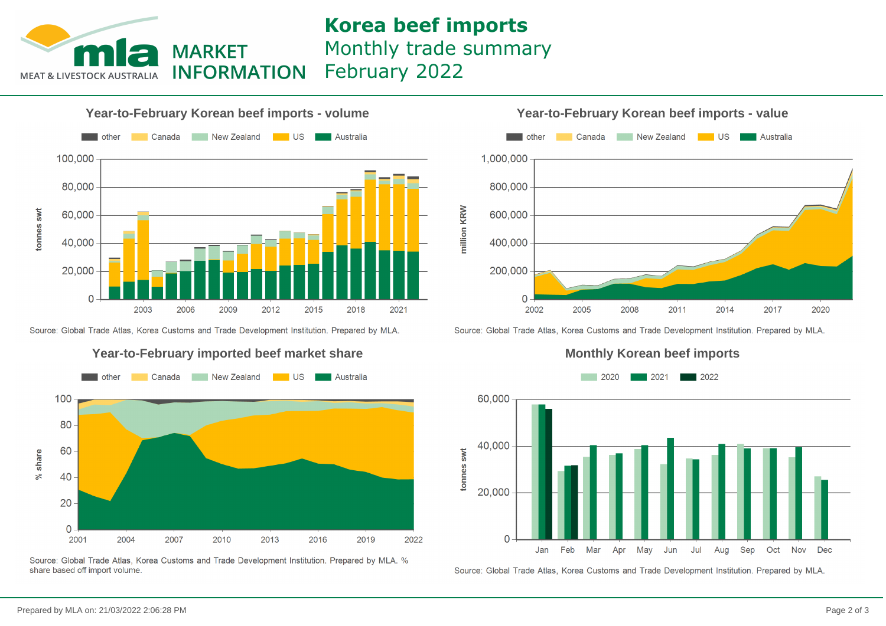# Korea beef imports

Monthly trade summary
February 2022

## Year-to-February Korean beef imports - volume

other | Canada | New Zealand | US | Australia

tonnes swt

0 – 100,000; 2003, 2006, 2009, 2012, 2015, 2018, 2021

Source: Global Trade Atlas, Korea Customs and Trade Development Institution. Prepared by MLA.

## Year-to-February Korean beef imports - value

other | Canada | New Zealand | US | Australia

million KRW

0 – 1,000,000; 2002, 2005, 2008, 2011, 2014, 2017, 2020

Source: Global Trade Atlas, Korea Customs and Trade Development Institution. Prepared by MLA.

## Year-to-February imported beef market share

other | Canada | New Zealand | US | Australia

% share

0 – 100; 2001, 2004, 2007, 2010, 2013, 2016, 2019, 2022

Source: Global Trade Atlas, Korea Customs and Trade Development Institution. Prepared by MLA. % share based off import volume.

## Monthly Korean beef imports

2020 | 2021 | 2022

tonnes swt

0 – 60,000; Jan, Feb, Mar, Apr, May, Jun, Jul, Aug, Sep, Oct, Nov, Dec

Source: Global Trade Atlas, Korea Customs and Trade Development Institution. Prepared by MLA.

Prepared by MLA on: 21/03/2022 2:06:28 PM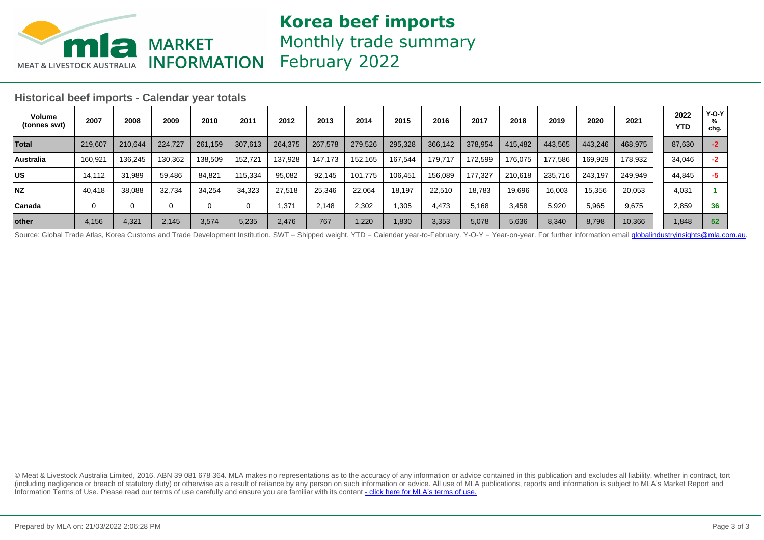# Korea beef imports
## Monthly trade summary
## February 2022

### Historical beef imports - Calendar year totals

| Volume (tonnes swt) | 2007 | 2008 | 2009 | 2010 | 2011 | 2012 | 2013 | 2014 | 2015 | 2016 | 2017 | 2018 | 2019 | 2020 | 2021 | 2022 YTD | Y-O-Y % chg. |
|---|---|---|---|---|---|---|---|---|---|---|---|---|---|---|---|---|---|
| **Total** | 219,607 | 210,644 | 224,727 | 261,159 | 307,613 | 264,375 | 267,578 | 279,526 | 295,328 | 366,142 | 378,954 | 415,482 | 443,565 | 443,246 | 468,975 | 87,630 | -2 |
| **Australia** | 160,921 | 136,245 | 130,362 | 138,509 | 152,721 | 137,928 | 147,173 | 152,165 | 167,544 | 179,717 | 172,599 | 176,075 | 177,586 | 169,929 | 178,932 | 34,046 | -2 |
| **US** | 14,112 | 31,989 | 59,486 | 84,821 | 115,334 | 95,082 | 92,145 | 101,775 | 106,451 | 156,089 | 177,327 | 210,618 | 235,716 | 243,197 | 249,949 | 44,845 | -5 |
| **NZ** | 40,418 | 38,088 | 32,734 | 34,254 | 34,323 | 27,518 | 25,346 | 22,064 | 18,197 | 22,510 | 18,783 | 19,696 | 16,003 | 15,356 | 20,053 | 4,031 | 1 |
| **Canada** | 0 | 0 | 0 | 0 | 0 | 1,371 | 2,148 | 2,302 | 1,305 | 4,473 | 5,168 | 3,458 | 5,920 | 5,965 | 9,675 | 2,859 | 36 |
| **other** | 4,156 | 4,321 | 2,145 | 3,574 | 5,235 | 2,476 | 767 | 1,220 | 1,830 | 3,353 | 5,078 | 5,636 | 8,340 | 8,798 | 10,366 | 1,848 | 52 |

Source: Global Trade Atlas, Korea Customs and Trade Development Institution. SWT = Shipped weight. YTD = Calendar year-to-February. Y-O-Y = Year-on-year. For further information email globalindustryinsights@mla.com.au.

© Meat & Livestock Australia Limited, 2016. ABN 39 081 678 364. MLA makes no representations as to the accuracy of any information or advice contained in this publication and excludes all liability, whether in contract, tort (including negligence or breach of statutory duty) or otherwise as a result of reliance by any person on such information or advice. All use of MLA publications, reports and information is subject to MLA's Market Report and Information Terms of Use. Please read our terms of use carefully and ensure you are familiar with its content - click here for MLA's terms of use.

Prepared by MLA on: 21/03/2022 2:06:28 PM